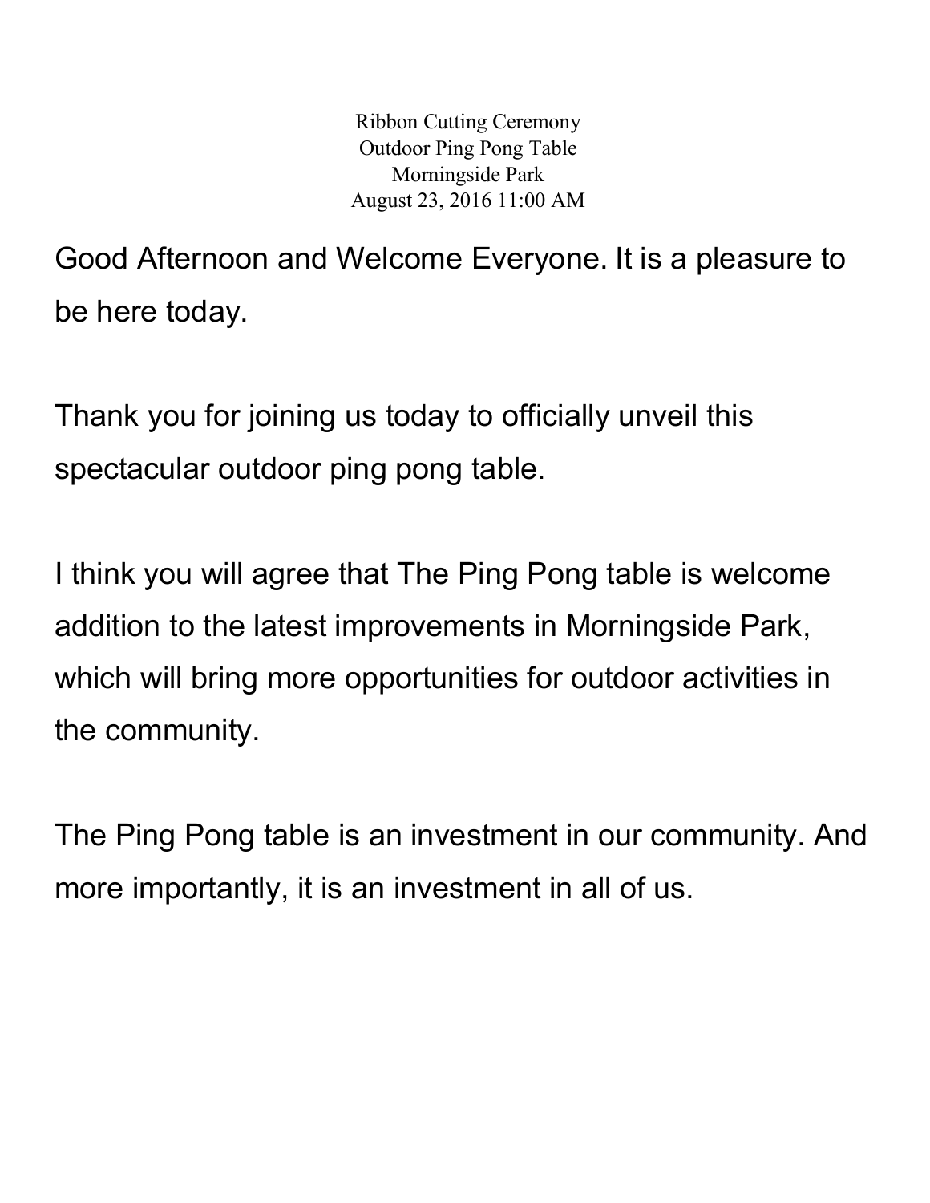Ribbon Cutting Ceremony
Outdoor Ping Pong Table
Morningside Park
August 23, 2016 11:00 AM

Good Afternoon and Welcome Everyone. It is a pleasure to be here today.

Thank you for joining us today to officially unveil this spectacular outdoor ping pong table.

I think you will agree that The Ping Pong table is welcome addition to the latest improvements in Morningside Park, which will bring more opportunities for outdoor activities in the community.

The Ping Pong table is an investment in our community. And more importantly, it is an investment in all of us.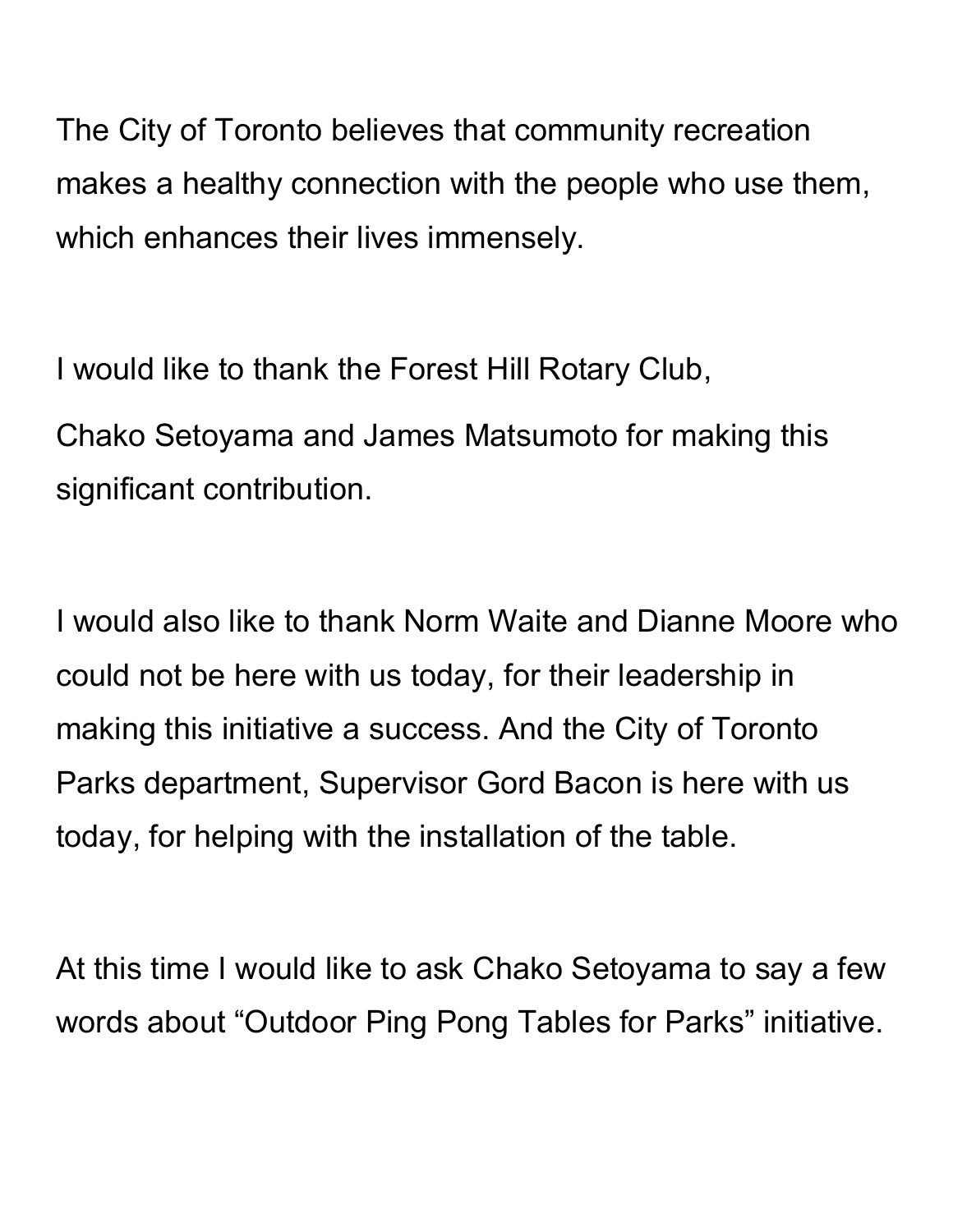The City of Toronto believes that community recreation makes a healthy connection with the people who use them, which enhances their lives immensely.

I would like to thank the Forest Hill Rotary Club,
Chako Setoyama and James Matsumoto for making this significant contribution.

I would also like to thank Norm Waite and Dianne Moore who could not be here with us today, for their leadership in making this initiative a success. And the City of Toronto Parks department, Supervisor Gord Bacon is here with us today, for helping with the installation of the table.

At this time I would like to ask Chako Setoyama to say a few words about "Outdoor Ping Pong Tables for Parks" initiative.